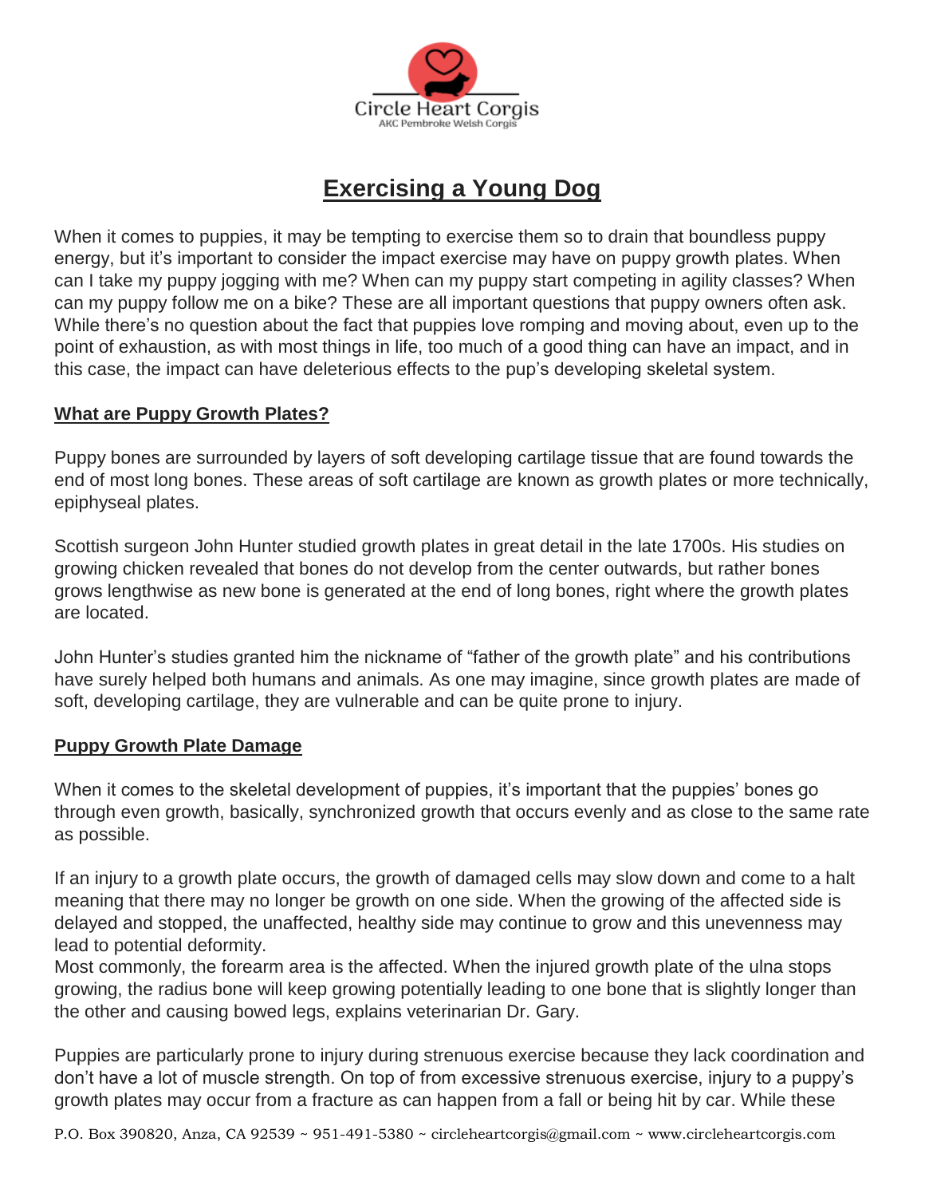Circle Heart Corgis
AKC Pembroke Welsh Corgis

# Exercising a Young Dog

When it comes to puppies, it may be tempting to exercise them so to drain that boundless puppy energy, but it's important to consider the impact exercise may have on puppy growth plates. When can I take my puppy jogging with me? When can my puppy start competing in agility classes? When can my puppy follow me on a bike? These are all important questions that puppy owners often ask. While there's no question about the fact that puppies love romping and moving about, even up to the point of exhaustion, as with most things in life, too much of a good thing can have an impact, and in this case, the impact can have deleterious effects to the pup's developing skeletal system.

## What are Puppy Growth Plates?

Puppy bones are surrounded by layers of soft developing cartilage tissue that are found towards the end of most long bones. These areas of soft cartilage are known as growth plates or more technically, epiphyseal plates.

Scottish surgeon John Hunter studied growth plates in great detail in the late 1700s. His studies on growing chicken revealed that bones do not develop from the center outwards, but rather bones grows lengthwise as new bone is generated at the end of long bones, right where the growth plates are located.

John Hunter's studies granted him the nickname of "father of the growth plate" and his contributions have surely helped both humans and animals. As one may imagine, since growth plates are made of soft, developing cartilage, they are vulnerable and can be quite prone to injury.

## Puppy Growth Plate Damage

When it comes to the skeletal development of puppies, it's important that the puppies' bones go through even growth, basically, synchronized growth that occurs evenly and as close to the same rate as possible.

If an injury to a growth plate occurs, the growth of damaged cells may slow down and come to a halt meaning that there may no longer be growth on one side. When the growing of the affected side is delayed and stopped, the unaffected, healthy side may continue to grow and this unevenness may lead to potential deformity.
Most commonly, the forearm area is the affected. When the injured growth plate of the ulna stops growing, the radius bone will keep growing potentially leading to one bone that is slightly longer than the other and causing bowed legs, explains veterinarian Dr. Gary.

Puppies are particularly prone to injury during strenuous exercise because they lack coordination and don't have a lot of muscle strength. On top of from excessive strenuous exercise, injury to a puppy's growth plates may occur from a fracture as can happen from a fall or being hit by car. While these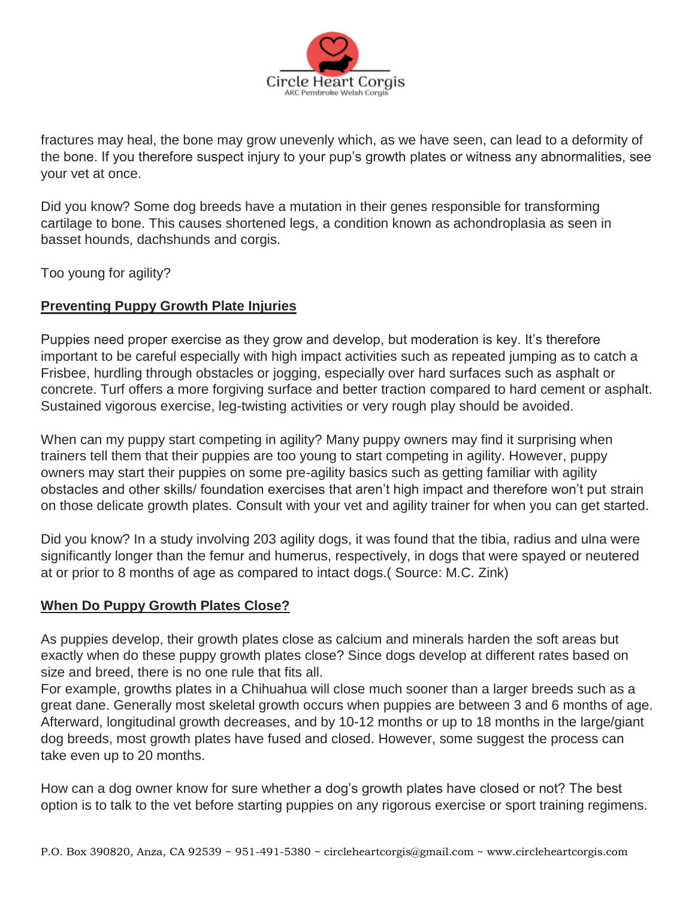fractures may heal, the bone may grow unevenly which, as we have seen, can lead to a deformity of the bone. If you therefore suspect injury to your pup's growth plates or witness any abnormalities, see your vet at once.

Did you know? Some dog breeds have a mutation in their genes responsible for transforming cartilage to bone. This causes shortened legs, a condition known as achondroplasia as seen in basset hounds, dachshunds and corgis.

Too young for agility?

## Preventing Puppy Growth Plate Injuries

Puppies need proper exercise as they grow and develop, but moderation is key. It's therefore important to be careful especially with high impact activities such as repeated jumping as to catch a Frisbee, hurdling through obstacles or jogging, especially over hard surfaces such as asphalt or concrete. Turf offers a more forgiving surface and better traction compared to hard cement or asphalt. Sustained vigorous exercise, leg-twisting activities or very rough play should be avoided.

When can my puppy start competing in agility? Many puppy owners may find it surprising when trainers tell them that their puppies are too young to start competing in agility. However, puppy owners may start their puppies on some pre-agility basics such as getting familiar with agility obstacles and other skills/ foundation exercises that aren't high impact and therefore won't put strain on those delicate growth plates. Consult with your vet and agility trainer for when you can get started.

Did you know? In a study involving 203 agility dogs, it was found that the tibia, radius and ulna were significantly longer than the femur and humerus, respectively, in dogs that were spayed or neutered at or prior to 8 months of age as compared to intact dogs.( Source: M.C. Zink)

## When Do Puppy Growth Plates Close?

As puppies develop, their growth plates close as calcium and minerals harden the soft areas but exactly when do these puppy growth plates close? Since dogs develop at different rates based on size and breed, there is no one rule that fits all.
For example, growths plates in a Chihuahua will close much sooner than a larger breeds such as a great dane. Generally most skeletal growth occurs when puppies are between 3 and 6 months of age. Afterward, longitudinal growth decreases, and by 10-12 months or up to 18 months in the large/giant dog breeds, most growth plates have fused and closed. However, some suggest the process can take even up to 20 months.

How can a dog owner know for sure whether a dog's growth plates have closed or not? The best option is to talk to the vet before starting puppies on any rigorous exercise or sport training regimens.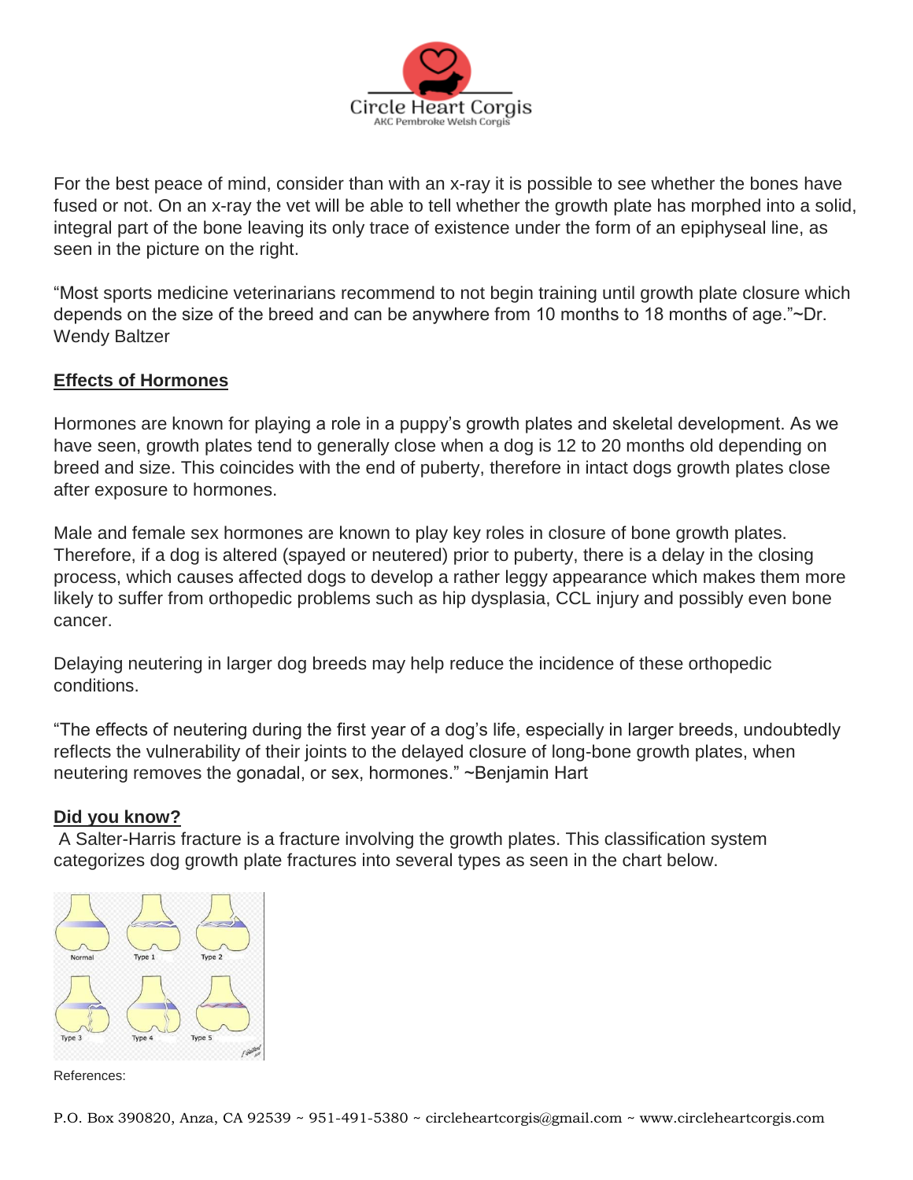For the best peace of mind, consider than with an x-ray it is possible to see whether the bones have fused or not. On an x-ray the vet will be able to tell whether the growth plate has morphed into a solid, integral part of the bone leaving its only trace of existence under the form of an epiphyseal line, as seen in the picture on the right.

"Most sports medicine veterinarians recommend to not begin training until growth plate closure which depends on the size of the breed and can be anywhere from 10 months to 18 months of age."~Dr. Wendy Baltzer

## Effects of Hormones

Hormones are known for playing a role in a puppy's growth plates and skeletal development. As we have seen, growth plates tend to generally close when a dog is 12 to 20 months old depending on breed and size. This coincides with the end of puberty, therefore in intact dogs growth plates close after exposure to hormones.

Male and female sex hormones are known to play key roles in closure of bone growth plates. Therefore, if a dog is altered (spayed or neutered) prior to puberty, there is a delay in the closing process, which causes affected dogs to develop a rather leggy appearance which makes them more likely to suffer from orthopedic problems such as hip dysplasia, CCL injury and possibly even bone cancer.

Delaying neutering in larger dog breeds may help reduce the incidence of these orthopedic conditions.

"The effects of neutering during the first year of a dog's life, especially in larger breeds, undoubtedly reflects the vulnerability of their joints to the delayed closure of long-bone growth plates, when neutering removes the gonadal, or sex, hormones." ~Benjamin Hart

## Did you know?

A Salter-Harris fracture is a fracture involving the growth plates. This classification system categorizes dog growth plate fractures into several types as seen in the chart below.

Normal Type 1 Type 2

Type 3 Type 4 Type 5

References: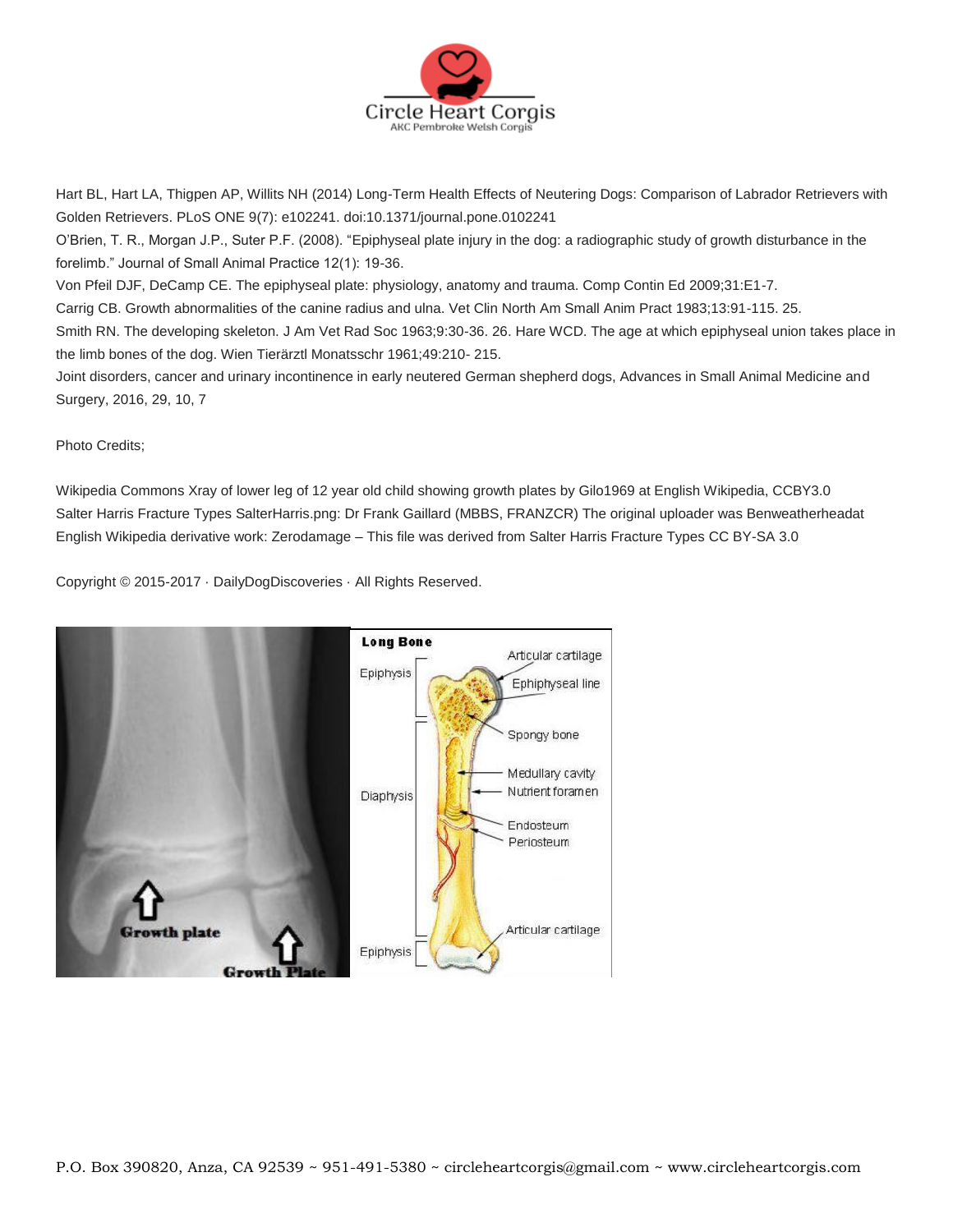Hart BL, Hart LA, Thigpen AP, Willits NH (2014) Long-Term Health Effects of Neutering Dogs: Comparison of Labrador Retrievers with Golden Retrievers. PLoS ONE 9(7): e102241. doi:10.1371/journal.pone.0102241

O'Brien, T. R., Morgan J.P., Suter P.F. (2008). "Epiphyseal plate injury in the dog: a radiographic study of growth disturbance in the forelimb." Journal of Small Animal Practice 12(1): 19-36.

Von Pfeil DJF, DeCamp CE. The epiphyseal plate: physiology, anatomy and trauma. Comp Contin Ed 2009;31:E1-7.

Carrig CB. Growth abnormalities of the canine radius and ulna. Vet Clin North Am Small Anim Pract 1983;13:91-115. 25.

Smith RN. The developing skeleton. J Am Vet Rad Soc 1963;9:30-36. 26. Hare WCD. The age at which epiphyseal union takes place in the limb bones of the dog. Wien Tierärztl Monatsschr 1961;49:210- 215.

Joint disorders, cancer and urinary incontinence in early neutered German shepherd dogs, Advances in Small Animal Medicine and Surgery, 2016, 29, 10, 7

Photo Credits;

Wikipedia Commons Xray of lower leg of 12 year old child showing growth plates by Gilo1969 at English Wikipedia, CCBY3.0

Salter Harris Fracture Types SalterHarris.png: Dr Frank Gaillard (MBBS, FRANZCR) The original uploader was Benweatherheadat English Wikipedia derivative work: Zerodamage – This file was derived from Salter Harris Fracture Types CC BY-SA 3.0

Copyright © 2015-2017 · DailyDogDiscoveries · All Rights Reserved.

Growth plate
Growth Plate

Long Bone
Epiphysis
Articular cartilage
Ephiphyseal line
Spongy bone
Diaphysis
Medullary cavity
Nutrient foramen
Endosteum
Periosteum
Articular cartilage
Epiphysis